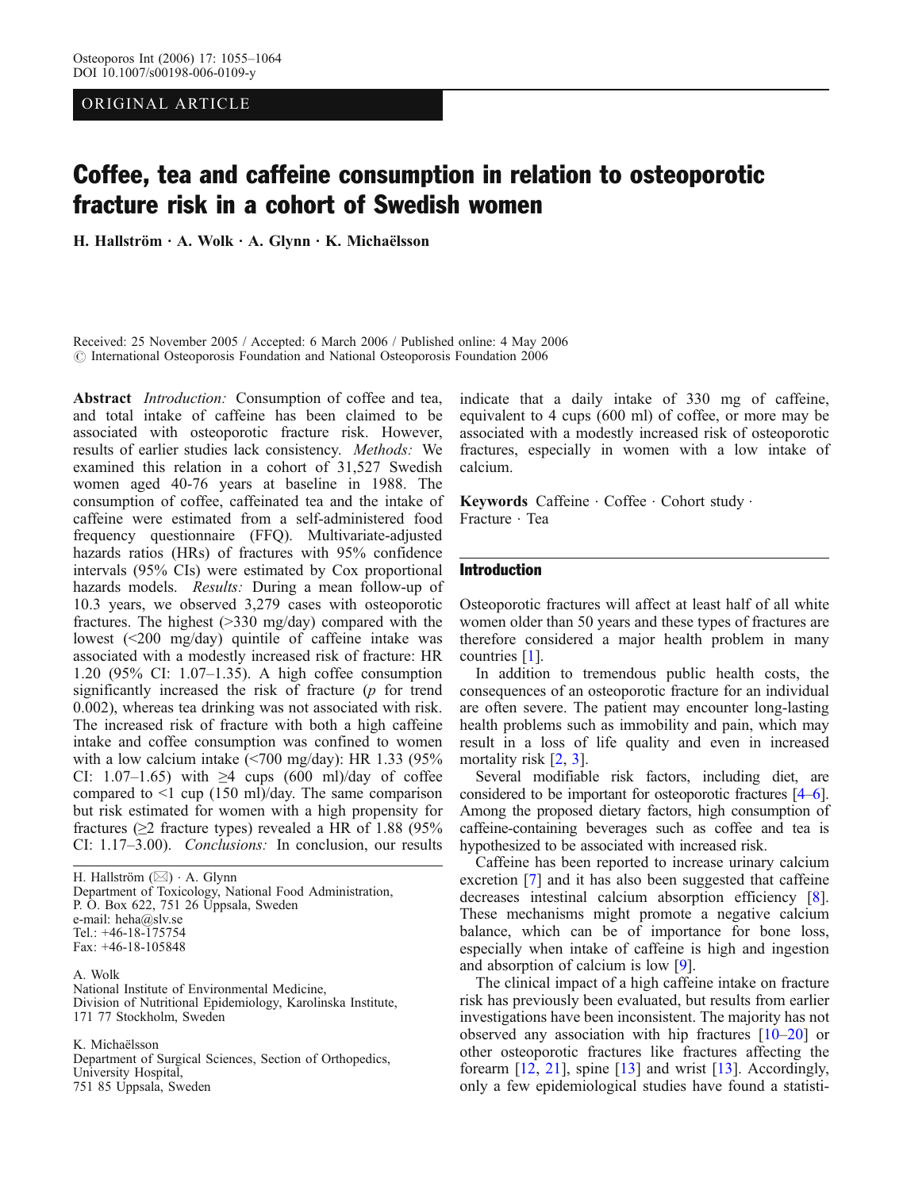ORIGINAL ARTICLE

# Coffee, tea and caffeine consumption in relation to osteoporotic fracture risk in a cohort of Swedish women

**H. Hallström · A. Wolk · A. Glynn · K. Michaëlsson**

Received: 25 November 2005 / Accepted: 6 March 2006 / Published online: 4 May 2006
© International Osteoporosis Foundation and National Osteoporosis Foundation 2006

**Abstract** *Introduction:* Consumption of coffee and tea, and total intake of caffeine has been claimed to be associated with osteoporotic fracture risk. However, results of earlier studies lack consistency. *Methods:* We examined this relation in a cohort of 31,527 Swedish women aged 40-76 years at baseline in 1988. The consumption of coffee, caffeinated tea and the intake of caffeine were estimated from a self-administered food frequency questionnaire (FFQ). Multivariate-adjusted hazards ratios (HRs) of fractures with 95% confidence intervals (95% CIs) were estimated by Cox proportional hazards models. *Results:* During a mean follow-up of 10.3 years, we observed 3,279 cases with osteoporotic fractures. The highest (>330 mg/day) compared with the lowest (<200 mg/day) quintile of caffeine intake was associated with a modestly increased risk of fracture: HR 1.20 (95% CI: 1.07–1.35). A high coffee consumption significantly increased the risk of fracture ($p$ for trend 0.002), whereas tea drinking was not associated with risk. The increased risk of fracture with both a high caffeine intake and coffee consumption was confined to women with a low calcium intake (<700 mg/day): HR 1.33 (95% CI: 1.07–1.65) with ≥4 cups (600 ml)/day of coffee compared to <1 cup (150 ml)/day. The same comparison but risk estimated for women with a high propensity for fractures (≥2 fracture types) revealed a HR of 1.88 (95% CI: 1.17–3.00). *Conclusions:* In conclusion, our results indicate that a daily intake of 330 mg of caffeine, equivalent to 4 cups (600 ml) of coffee, or more may be associated with a modestly increased risk of osteoporotic fractures, especially in women with a low intake of calcium.

**Keywords** Caffeine · Coffee · Cohort study · Fracture · Tea

H. Hallström (✉) · A. Glynn
Department of Toxicology, National Food Administration,
P. O. Box 622, 751 26 Uppsala, Sweden
e-mail: heha@slv.se
Tel.: +46-18-175754
Fax: +46-18-105848

A. Wolk
National Institute of Environmental Medicine,
Division of Nutritional Epidemiology, Karolinska Institute,
171 77 Stockholm, Sweden

K. Michaëlsson
Department of Surgical Sciences, Section of Orthopedics,
University Hospital,
751 85 Uppsala, Sweden

## Introduction

Osteoporotic fractures will affect at least half of all white women older than 50 years and these types of fractures are therefore considered a major health problem in many countries [1].

In addition to tremendous public health costs, the consequences of an osteoporotic fracture for an individual are often severe. The patient may encounter long-lasting health problems such as immobility and pain, which may result in a loss of life quality and even in increased mortality risk [2, 3].

Several modifiable risk factors, including diet, are considered to be important for osteoporotic fractures [4–6]. Among the proposed dietary factors, high consumption of caffeine-containing beverages such as coffee and tea is hypothesized to be associated with increased risk.

Caffeine has been reported to increase urinary calcium excretion [7] and it has also been suggested that caffeine decreases intestinal calcium absorption efficiency [8]. These mechanisms might promote a negative calcium balance, which can be of importance for bone loss, especially when intake of caffeine is high and ingestion and absorption of calcium is low [9].

The clinical impact of a high caffeine intake on fracture risk has previously been evaluated, but results from earlier investigations have been inconsistent. The majority has not observed any association with hip fractures [10–20] or other osteoporotic fractures like fractures affecting the forearm [12, 21], spine [13] and wrist [13]. Accordingly, only a few epidemiological studies have found a statisti-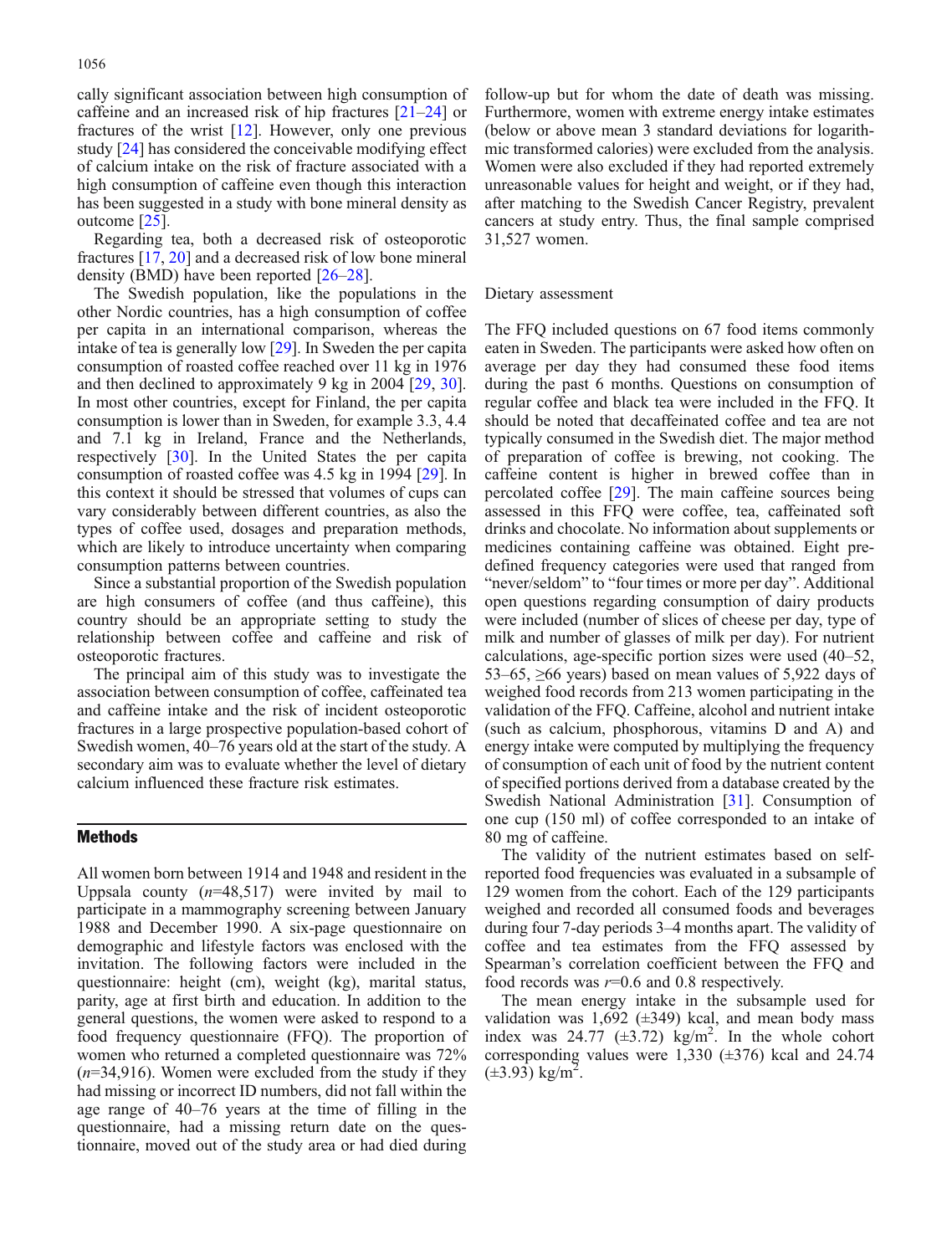cally significant association between high consumption of caffeine and an increased risk of hip fractures [21–24] or fractures of the wrist [12]. However, only one previous study [24] has considered the conceivable modifying effect of calcium intake on the risk of fracture associated with a high consumption of caffeine even though this interaction has been suggested in a study with bone mineral density as outcome [25].

Regarding tea, both a decreased risk of osteoporotic fractures [17, 20] and a decreased risk of low bone mineral density (BMD) have been reported [26–28].

The Swedish population, like the populations in the other Nordic countries, has a high consumption of coffee per capita in an international comparison, whereas the intake of tea is generally low [29]. In Sweden the per capita consumption of roasted coffee reached over 11 kg in 1976 and then declined to approximately 9 kg in 2004 [29, 30]. In most other countries, except for Finland, the per capita consumption is lower than in Sweden, for example 3.3, 4.4 and 7.1 kg in Ireland, France and the Netherlands, respectively [30]. In the United States the per capita consumption of roasted coffee was 4.5 kg in 1994 [29]. In this context it should be stressed that volumes of cups can vary considerably between different countries, as also the types of coffee used, dosages and preparation methods, which are likely to introduce uncertainty when comparing consumption patterns between countries.

Since a substantial proportion of the Swedish population are high consumers of coffee (and thus caffeine), this country should be an appropriate setting to study the relationship between coffee and caffeine and risk of osteoporotic fractures.

The principal aim of this study was to investigate the association between consumption of coffee, caffeinated tea and caffeine intake and the risk of incident osteoporotic fractures in a large prospective population-based cohort of Swedish women, 40–76 years old at the start of the study. A secondary aim was to evaluate whether the level of dietary calcium influenced these fracture risk estimates.

## Methods

All women born between 1914 and 1948 and resident in the Uppsala county (*n*=48,517) were invited by mail to participate in a mammography screening between January 1988 and December 1990. A six-page questionnaire on demographic and lifestyle factors was enclosed with the invitation. The following factors were included in the questionnaire: height (cm), weight (kg), marital status, parity, age at first birth and education. In addition to the general questions, the women were asked to respond to a food frequency questionnaire (FFQ). The proportion of women who returned a completed questionnaire was 72% (*n*=34,916). Women were excluded from the study if they had missing or incorrect ID numbers, did not fall within the age range of 40–76 years at the time of filling in the questionnaire, had a missing return date on the questionnaire, moved out of the study area or had died during follow-up but for whom the date of death was missing. Furthermore, women with extreme energy intake estimates (below or above mean 3 standard deviations for logarithmic transformed calories) were excluded from the analysis. Women were also excluded if they had reported extremely unreasonable values for height and weight, or if they had, after matching to the Swedish Cancer Registry, prevalent cancers at study entry. Thus, the final sample comprised 31,527 women.

### Dietary assessment

The FFQ included questions on 67 food items commonly eaten in Sweden. The participants were asked how often on average per day they had consumed these food items during the past 6 months. Questions on consumption of regular coffee and black tea were included in the FFQ. It should be noted that decaffeinated coffee and tea are not typically consumed in the Swedish diet. The major method of preparation of coffee is brewing, not cooking. The caffeine content is higher in brewed coffee than in percolated coffee [29]. The main caffeine sources being assessed in this FFQ were coffee, tea, caffeinated soft drinks and chocolate. No information about supplements or medicines containing caffeine was obtained. Eight predefined frequency categories were used that ranged from "never/seldom" to "four times or more per day". Additional open questions regarding consumption of dairy products were included (number of slices of cheese per day, type of milk and number of glasses of milk per day). For nutrient calculations, age-specific portion sizes were used (40–52, 53–65, ≥66 years) based on mean values of 5,922 days of weighed food records from 213 women participating in the validation of the FFQ. Caffeine, alcohol and nutrient intake (such as calcium, phosphorous, vitamins D and A) and energy intake were computed by multiplying the frequency of consumption of each unit of food by the nutrient content of specified portions derived from a database created by the Swedish National Administration [31]. Consumption of one cup (150 ml) of coffee corresponded to an intake of 80 mg of caffeine.

The validity of the nutrient estimates based on self-reported food frequencies was evaluated in a subsample of 129 women from the cohort. Each of the 129 participants weighed and recorded all consumed foods and beverages during four 7-day periods 3–4 months apart. The validity of coffee and tea estimates from the FFQ assessed by Spearman's correlation coefficient between the FFQ and food records was $r$=0.6 and 0.8 respectively.

The mean energy intake in the subsample used for validation was 1,692 (±349) kcal, and mean body mass index was 24.77 (±3.72) kg/m$^2$. In the whole cohort corresponding values were 1,330 (±376) kcal and 24.74 (±3.93) kg/m$^2$.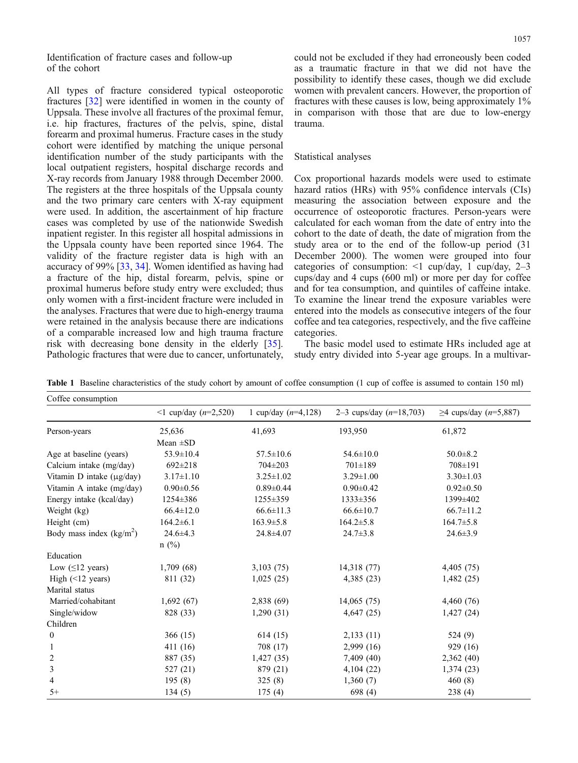### Identification of fracture cases and follow-up of the cohort

All types of fracture considered typical osteoporotic fractures [32] were identified in women in the county of Uppsala. These involve all fractures of the proximal femur, i.e. hip fractures, fractures of the pelvis, spine, distal forearm and proximal humerus. Fracture cases in the study cohort were identified by matching the unique personal identification number of the study participants with the local outpatient registers, hospital discharge records and X-ray records from January 1988 through December 2000. The registers at the three hospitals of the Uppsala county and the two primary care centers with X-ray equipment were used. In addition, the ascertainment of hip fracture cases was completed by use of the nationwide Swedish inpatient register. In this register all hospital admissions in the Uppsala county have been reported since 1964. The validity of the fracture register data is high with an accuracy of 99% [33, 34]. Women identified as having had a fracture of the hip, distal forearm, pelvis, spine or proximal humerus before study entry were excluded; thus only women with a first-incident fracture were included in the analyses. Fractures that were due to high-energy trauma were retained in the analysis because there are indications of a comparable increased low and high trauma fracture risk with decreasing bone density in the elderly [35]. Pathologic fractures that were due to cancer, unfortunately, could not be excluded if they had erroneously been coded as a traumatic fracture in that we did not have the possibility to identify these cases, though we did exclude women with prevalent cancers. However, the proportion of fractures with these causes is low, being approximately 1% in comparison with those that are due to low-energy trauma.

### Statistical analyses

Cox proportional hazards models were used to estimate hazard ratios (HRs) with 95% confidence intervals (CIs) measuring the association between exposure and the occurrence of osteoporotic fractures. Person-years were calculated for each woman from the date of entry into the cohort to the date of death, the date of migration from the study area or to the end of the follow-up period (31 December 2000). The women were grouped into four categories of consumption: <1 cup/day, 1 cup/day, 2–3 cups/day and 4 cups (600 ml) or more per day for coffee and for tea consumption, and quintiles of caffeine intake. To examine the linear trend the exposure variables were entered into the models as consecutive integers of the four coffee and tea categories, respectively, and the five caffeine categories.

The basic model used to estimate HRs included age at study entry divided into 5-year age groups. In a multivar-

**Table 1** Baseline characteristics of the study cohort by amount of coffee consumption (1 cup of coffee is assumed to contain 150 ml)

| Coffee consumption | <1 cup/day (n=2,520) | 1 cup/day (n=4,128) | 2–3 cups/day (n=18,703) | ≥4 cups/day (n=5,887) |
|---|---|---|---|---|
| Person-years | 25,636 | 41,693 | 193,950 | 61,872 |
| | Mean ±SD | | | |
| Age at baseline (years) | 53.9±10.4 | 57.5±10.6 | 54.6±10.0 | 50.0±8.2 |
| Calcium intake (mg/day) | 692±218 | 704±203 | 701±189 | 708±191 |
| Vitamin D intake (μg/day) | 3.17±1.10 | 3.25±1.02 | 3.29±1.00 | 3.30±1.03 |
| Vitamin A intake (mg/day) | 0.90±0.56 | 0.89±0.44 | 0.90±0.42 | 0.92±0.50 |
| Energy intake (kcal/day) | 1254±386 | 1255±359 | 1333±356 | 1399±402 |
| Weight (kg) | 66.4±12.0 | 66.6±11.3 | 66.6±10.7 | 66.7±11.2 |
| Height (cm) | 164.2±6.1 | 163.9±5.8 | 164.2±5.8 | 164.7±5.8 |
| Body mass index (kg/m$^2$) | 24.6±4.3 | 24.8±4.07 | 24.7±3.8 | 24.6±3.9 |
| | n (%) | | | |
| Education | | | | |
| Low (≤12 years) | 1,709 (68) | 3,103 (75) | 14,318 (77) | 4,405 (75) |
| High (<12 years) | 811 (32) | 1,025 (25) | 4,385 (23) | 1,482 (25) |
| Marital status | | | | |
| Married/cohabitant | 1,692 (67) | 2,838 (69) | 14,065 (75) | 4,460 (76) |
| Single/widow | 828 (33) | 1,290 (31) | 4,647 (25) | 1,427 (24) |
| Children | | | | |
| 0 | 366 (15) | 614 (15) | 2,133 (11) | 524 (9) |
| 1 | 411 (16) | 708 (17) | 2,999 (16) | 929 (16) |
| 2 | 887 (35) | 1,427 (35) | 7,409 (40) | 2,362 (40) |
| 3 | 527 (21) | 879 (21) | 4,104 (22) | 1,374 (23) |
| 4 | 195 (8) | 325 (8) | 1,360 (7) | 460 (8) |
| 5+ | 134 (5) | 175 (4) | 698 (4) | 238 (4) |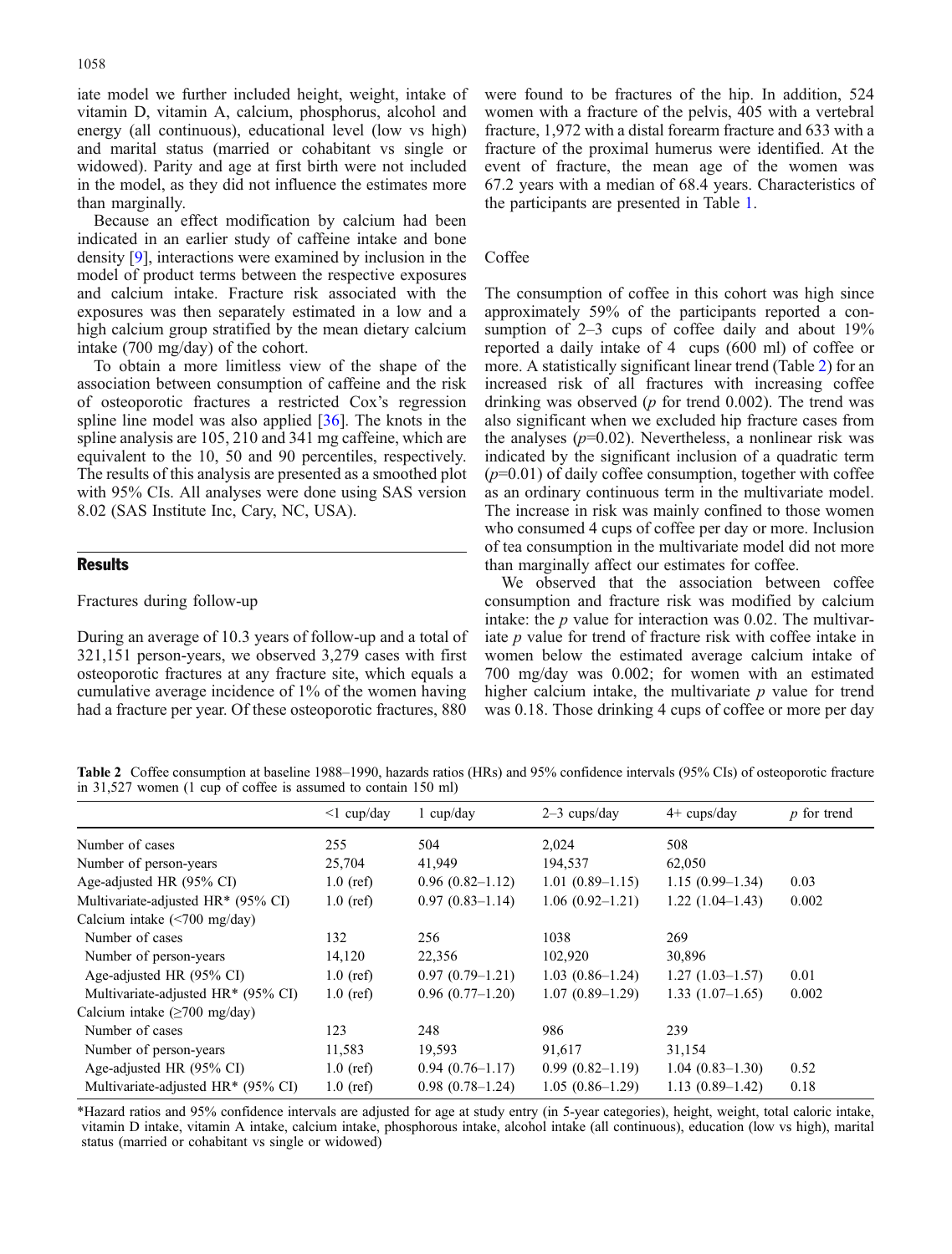iate model we further included height, weight, intake of vitamin D, vitamin A, calcium, phosphorus, alcohol and energy (all continuous), educational level (low vs high) and marital status (married or cohabitant vs single or widowed). Parity and age at first birth were not included in the model, as they did not influence the estimates more than marginally.

Because an effect modification by calcium had been indicated in an earlier study of caffeine intake and bone density [9], interactions were examined by inclusion in the model of product terms between the respective exposures and calcium intake. Fracture risk associated with the exposures was then separately estimated in a low and a high calcium group stratified by the mean dietary calcium intake (700 mg/day) of the cohort.

To obtain a more limitless view of the shape of the association between consumption of caffeine and the risk of osteoporotic fractures a restricted Cox's regression spline line model was also applied [36]. The knots in the spline analysis are 105, 210 and 341 mg caffeine, which are equivalent to the 10, 50 and 90 percentiles, respectively. The results of this analysis are presented as a smoothed plot with 95% CIs. All analyses were done using SAS version 8.02 (SAS Institute Inc, Cary, NC, USA).

## Results

### Fractures during follow-up

During an average of 10.3 years of follow-up and a total of 321,151 person-years, we observed 3,279 cases with first osteoporotic fractures at any fracture site, which equals a cumulative average incidence of 1% of the women having had a fracture per year. Of these osteoporotic fractures, 880 were found to be fractures of the hip. In addition, 524 women with a fracture of the pelvis, 405 with a vertebral fracture, 1,972 with a distal forearm fracture and 633 with a fracture of the proximal humerus were identified. At the event of fracture, the mean age of the women was 67.2 years with a median of 68.4 years. Characteristics of the participants are presented in Table 1.

### Coffee

The consumption of coffee in this cohort was high since approximately 59% of the participants reported a consumption of 2–3 cups of coffee daily and about 19% reported a daily intake of 4 cups (600 ml) of coffee or more. A statistically significant linear trend (Table 2) for an increased risk of all fractures with increasing coffee drinking was observed ($p$ for trend 0.002). The trend was also significant when we excluded hip fracture cases from the analyses ($p$=0.02). Nevertheless, a nonlinear risk was indicated by the significant inclusion of a quadratic term ($p$=0.01) of daily coffee consumption, together with coffee as an ordinary continuous term in the multivariate model. The increase in risk was mainly confined to those women who consumed 4 cups of coffee per day or more. Inclusion of tea consumption in the multivariate model did not more than marginally affect our estimates for coffee.

We observed that the association between coffee consumption and fracture risk was modified by calcium intake: the $p$ value for interaction was 0.02. The multivariate $p$ value for trend of fracture risk with coffee intake in women below the estimated average calcium intake of 700 mg/day was 0.002; for women with an estimated higher calcium intake, the multivariate $p$ value for trend was 0.18. Those drinking 4 cups of coffee or more per day

**Table 2** Coffee consumption at baseline 1988–1990, hazards ratios (HRs) and 95% confidence intervals (95% CIs) of osteoporotic fracture in 31,527 women (1 cup of coffee is assumed to contain 150 ml)

| | <1 cup/day | 1 cup/day | 2–3 cups/day | 4+ cups/day | $p$ for trend |
|---|---|---|---|---|---|
| Number of cases | 255 | 504 | 2,024 | 508 | |
| Number of person-years | 25,704 | 41,949 | 194,537 | 62,050 | |
| Age-adjusted HR (95% CI) | 1.0 (ref) | 0.96 (0.82–1.12) | 1.01 (0.89–1.15) | 1.15 (0.99–1.34) | 0.03 |
| Multivariate-adjusted HR* (95% CI) | 1.0 (ref) | 0.97 (0.83–1.14) | 1.06 (0.92–1.21) | 1.22 (1.04–1.43) | 0.002 |
| Calcium intake (<700 mg/day) | | | | | |
| Number of cases | 132 | 256 | 1038 | 269 | |
| Number of person-years | 14,120 | 22,356 | 102,920 | 30,896 | |
| Age-adjusted HR (95% CI) | 1.0 (ref) | 0.97 (0.79–1.21) | 1.03 (0.86–1.24) | 1.27 (1.03–1.57) | 0.01 |
| Multivariate-adjusted HR* (95% CI) | 1.0 (ref) | 0.96 (0.77–1.20) | 1.07 (0.89–1.29) | 1.33 (1.07–1.65) | 0.002 |
| Calcium intake (≥700 mg/day) | | | | | |
| Number of cases | 123 | 248 | 986 | 239 | |
| Number of person-years | 11,583 | 19,593 | 91,617 | 31,154 | |
| Age-adjusted HR (95% CI) | 1.0 (ref) | 0.94 (0.76–1.17) | 0.99 (0.82–1.19) | 1.04 (0.83–1.30) | 0.52 |
| Multivariate-adjusted HR* (95% CI) | 1.0 (ref) | 0.98 (0.78–1.24) | 1.05 (0.86–1.29) | 1.13 (0.89–1.42) | 0.18 |

*Hazard ratios and 95% confidence intervals are adjusted for age at study entry (in 5-year categories), height, weight, total caloric intake, vitamin D intake, vitamin A intake, calcium intake, phosphorous intake, alcohol intake (all continuous), education (low vs high), marital status (married or cohabitant vs single or widowed)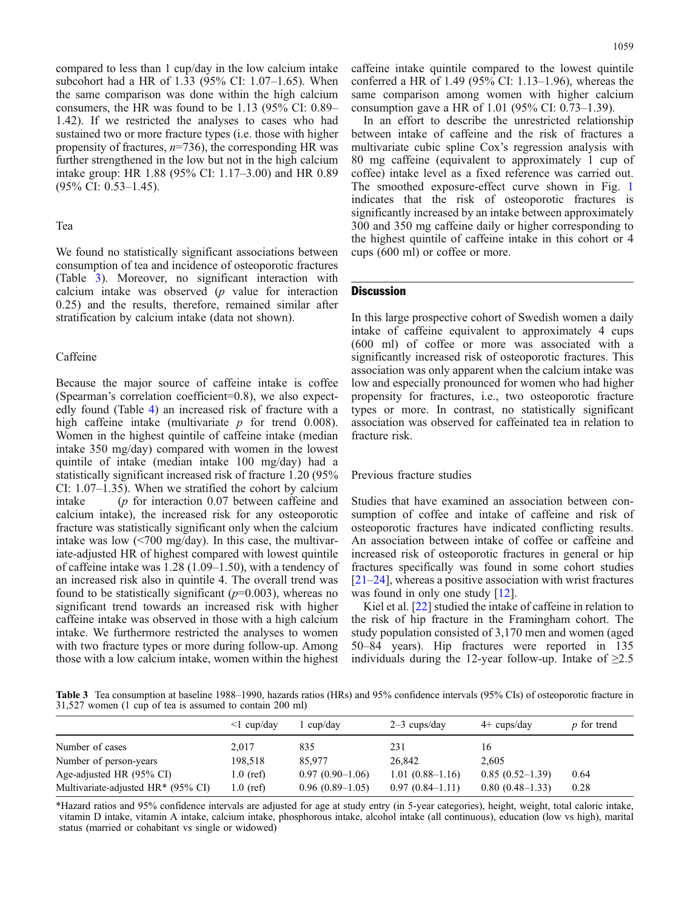compared to less than 1 cup/day in the low calcium intake subcohort had a HR of 1.33 (95% CI: 1.07–1.65). When the same comparison was done within the high calcium consumers, the HR was found to be 1.13 (95% CI: 0.89–1.42). If we restricted the analyses to cases who had sustained two or more fracture types (i.e. those with higher propensity of fractures, $n$=736), the corresponding HR was further strengthened in the low but not in the high calcium intake group: HR 1.88 (95% CI: 1.17–3.00) and HR 0.89 (95% CI: 0.53–1.45).

### Tea

We found no statistically significant associations between consumption of tea and incidence of osteoporotic fractures (Table 3). Moreover, no significant interaction with calcium intake was observed ($p$ value for interaction 0.25) and the results, therefore, remained similar after stratification by calcium intake (data not shown).

### Caffeine

Because the major source of caffeine intake is coffee (Spearman's correlation coefficient=0.8), we also expectedly found (Table 4) an increased risk of fracture with a high caffeine intake (multivariate $p$ for trend 0.008). Women in the highest quintile of caffeine intake (median intake 350 mg/day) compared with women in the lowest quintile of intake (median intake 100 mg/day) had a statistically significant increased risk of fracture 1.20 (95% CI: 1.07–1.35). When we stratified the cohort by calcium intake ($p$ for interaction 0.07 between caffeine and calcium intake), the increased risk for any osteoporotic fracture was statistically significant only when the calcium intake was low (<700 mg/day). In this case, the multivariate-adjusted HR of highest compared with lowest quintile of caffeine intake was 1.28 (1.09–1.50), with a tendency of an increased risk also in quintile 4. The overall trend was found to be statistically significant ($p$=0.003), whereas no significant trend towards an increased risk with higher caffeine intake was observed in those with a high calcium intake. We furthermore restricted the analyses to women with two fracture types or more during follow-up. Among those with a low calcium intake, women within the highest caffeine intake quintile compared to the lowest quintile conferred a HR of 1.49 (95% CI: 1.13–1.96), whereas the same comparison among women with higher calcium consumption gave a HR of 1.01 (95% CI: 0.73–1.39).

In an effort to describe the unrestricted relationship between intake of caffeine and the risk of fractures a multivariate cubic spline Cox's regression analysis with 80 mg caffeine (equivalent to approximately 1 cup of coffee) intake level as a fixed reference was carried out. The smoothed exposure-effect curve shown in Fig. 1 indicates that the risk of osteoporotic fractures is significantly increased by an intake between approximately 300 and 350 mg caffeine daily or higher corresponding to the highest quintile of caffeine intake in this cohort or 4 cups (600 ml) or coffee or more.

## Discussion

In this large prospective cohort of Swedish women a daily intake of caffeine equivalent to approximately 4 cups (600 ml) of coffee or more was associated with a significantly increased risk of osteoporotic fractures. This association was only apparent when the calcium intake was low and especially pronounced for women who had higher propensity for fractures, i.e., two osteoporotic fracture types or more. In contrast, no statistically significant association was observed for caffeinated tea in relation to fracture risk.

### Previous fracture studies

Studies that have examined an association between consumption of coffee and intake of caffeine and risk of osteoporotic fractures have indicated conflicting results. An association between intake of coffee or caffeine and increased risk of osteoporotic fractures in general or hip fractures specifically was found in some cohort studies [21–24], whereas a positive association with wrist fractures was found in only one study [12].

Kiel et al. [22] studied the intake of caffeine in relation to the risk of hip fracture in the Framingham cohort. The study population consisted of 3,170 men and women (aged 50–84 years). Hip fractures were reported in 135 individuals during the 12-year follow-up. Intake of ≥2.5

**Table 3** Tea consumption at baseline 1988–1990, hazards ratios (HRs) and 95% confidence intervals (95% CIs) of osteoporotic fracture in 31,527 women (1 cup of tea is assumed to contain 200 ml)

| | <1 cup/day | 1 cup/day | 2–3 cups/day | 4+ cups/day | $p$ for trend |
|---|---|---|---|---|---|
| Number of cases | 2,017 | 835 | 231 | 16 | |
| Number of person-years | 198,518 | 85,977 | 26,842 | 2,605 | |
| Age-adjusted HR (95% CI) | 1.0 (ref) | 0.97 (0.90–1.06) | 1.01 (0.88–1.16) | 0.85 (0.52–1.39) | 0.64 |
| Multivariate-adjusted HR* (95% CI) | 1.0 (ref) | 0.96 (0.89–1.05) | 0.97 (0.84–1.11) | 0.80 (0.48–1.33) | 0.28 |

*Hazard ratios and 95% confidence intervals are adjusted for age at study entry (in 5-year categories), height, weight, total caloric intake, vitamin D intake, vitamin A intake, calcium intake, phosphorous intake, alcohol intake (all continuous), education (low vs high), marital status (married or cohabitant vs single or widowed)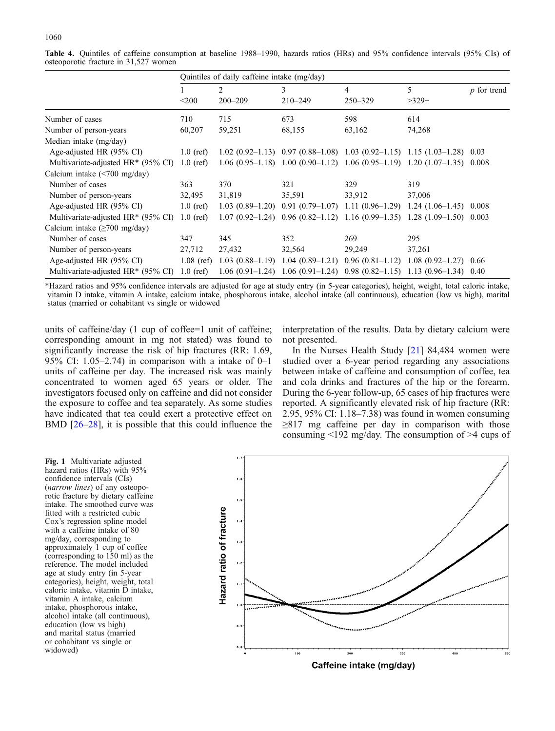**Table 4.** Quintiles of caffeine consumption at baseline 1988–1990, hazards ratios (HRs) and 95% confidence intervals (95% CIs) of osteoporotic fracture in 31,527 women

| | Quintiles of daily caffeine intake (mg/day) | | | | | |
|---|---|---|---|---|---|---|
| | 1 | 2 | 3 | 4 | 5 | *p* for trend |
| | <200 | 200–209 | 210–249 | 250–329 | >329+ | |
| Number of cases | 710 | 715 | 673 | 598 | 614 | |
| Number of person-years | 60,207 | 59,251 | 68,155 | 63,162 | 74,268 | |
| Median intake (mg/day) | | | | | | |
| Age-adjusted HR (95% CI) | 1.0 (ref) | 1.02 (0.92–1.13) | 0.97 (0.88–1.08) | 1.03 (0.92–1.15) | 1.15 (1.03–1.28) | 0.03 |
| Multivariate-adjusted HR* (95% CI) | 1.0 (ref) | 1.06 (0.95–1.18) | 1.00 (0.90–1.12) | 1.06 (0.95–1.19) | 1.20 (1.07–1.35) | 0.008 |
| Calcium intake (<700 mg/day) | | | | | | |
| Number of cases | 363 | 370 | 321 | 329 | 319 | |
| Number of person-years | 32,495 | 31,819 | 35,591 | 33,912 | 37,006 | |
| Age-adjusted HR (95% CI) | 1.0 (ref) | 1.03 (0.89–1.20) | 0.91 (0.79–1.07) | 1.11 (0.96–1.29) | 1.24 (1.06–1.45) | 0.008 |
| Multivariate-adjusted HR* (95% CI) | 1.0 (ref) | 1.07 (0.92–1.24) | 0.96 (0.82–1.12) | 1.16 (0.99–1.35) | 1.28 (1.09–1.50) | 0.003 |
| Calcium intake (≥700 mg/day) | | | | | | |
| Number of cases | 347 | 345 | 352 | 269 | 295 | |
| Number of person-years | 27,712 | 27,432 | 32,564 | 29,249 | 37,261 | |
| Age-adjusted HR (95% CI) | 1.08 (ref) | 1.03 (0.88–1.19) | 1.04 (0.89–1.21) | 0.96 (0.81–1.12) | 1.08 (0.92–1.27) | 0.66 |
| Multivariate-adjusted HR* (95% CI) | 1.0 (ref) | 1.06 (0.91–1.24) | 1.06 (0.91–1.24) | 0.98 (0.82–1.15) | 1.13 (0.96–1.34) | 0.40 |

*Hazard ratios and 95% confidence intervals are adjusted for age at study entry (in 5-year categories), height, weight, total caloric intake, vitamin D intake, vitamin A intake, calcium intake, phosphorous intake, alcohol intake (all continuous), education (low vs high), marital status (married or cohabitant vs single or widowed

units of caffeine/day (1 cup of coffee=1 unit of caffeine; corresponding amount in mg not stated) was found to significantly increase the risk of hip fractures (RR: 1.69, 95% CI: 1.05–2.74) in comparison with a intake of 0–1 units of caffeine per day. The increased risk was mainly concentrated to women aged 65 years or older. The investigators focused only on caffeine and did not consider the exposure to coffee and tea separately. As some studies have indicated that tea could exert a protective effect on BMD [26–28], it is possible that this could influence the interpretation of the results. Data by dietary calcium were not presented.

In the Nurses Health Study [21] 84,484 women were studied over a 6-year period regarding any associations between intake of caffeine and consumption of coffee, tea and cola drinks and fractures of the hip or the forearm. During the 6-year follow-up, 65 cases of hip fractures were reported. A significantly elevated risk of hip fracture (RR: 2.95, 95% CI: 1.18–7.38) was found in women consuming ≥817 mg caffeine per day in comparison with those consuming <192 mg/day. The consumption of >4 cups of

**Fig. 1** Multivariate adjusted hazard ratios (HRs) with 95% confidence intervals (CIs) (*narrow lines*) of any osteoporotic fracture by dietary caffeine intake. The smoothed curve was fitted with a restricted cubic Cox's regression spline model with a caffeine intake of 80 mg/day, corresponding to approximately 1 cup of coffee (corresponding to 150 ml) as the reference. The model included age at study entry (in 5-year categories), height, weight, total caloric intake, vitamin D intake, vitamin A intake, calcium intake, phosphorous intake, alcohol intake (all continuous), education (low vs high) and marital status (married or cohabitant vs single or widowed)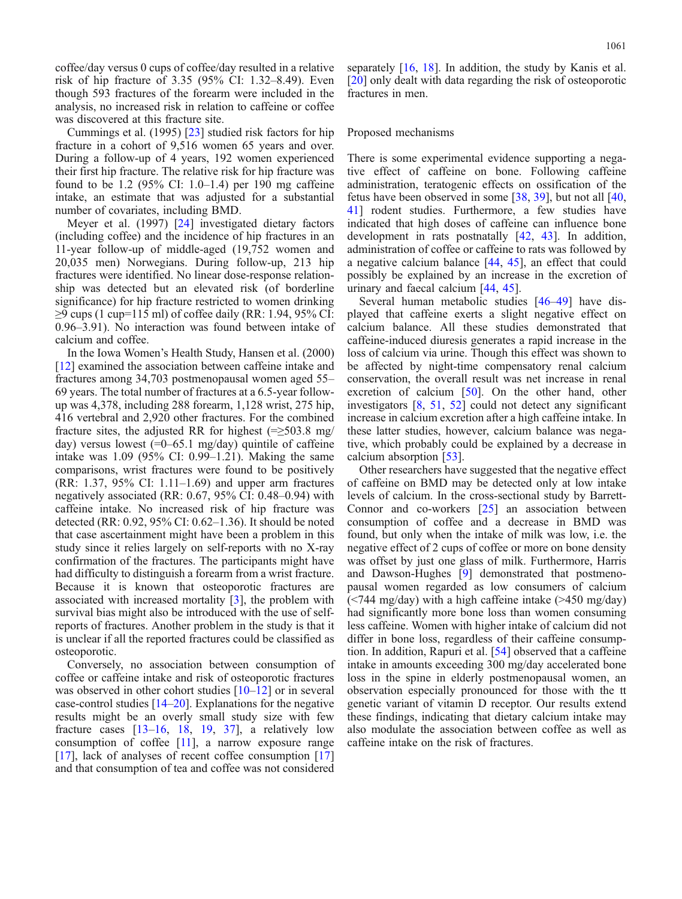coffee/day versus 0 cups of coffee/day resulted in a relative risk of hip fracture of 3.35 (95% CI: 1.32–8.49). Even though 593 fractures of the forearm were included in the analysis, no increased risk in relation to caffeine or coffee was discovered at this fracture site.

Cummings et al. (1995) [23] studied risk factors for hip fracture in a cohort of 9,516 women 65 years and over. During a follow-up of 4 years, 192 women experienced their first hip fracture. The relative risk for hip fracture was found to be 1.2 (95% CI: 1.0–1.4) per 190 mg caffeine intake, an estimate that was adjusted for a substantial number of covariates, including BMD.

Meyer et al. (1997) [24] investigated dietary factors (including coffee) and the incidence of hip fractures in an 11-year follow-up of middle-aged (19,752 women and 20,035 men) Norwegians. During follow-up, 213 hip fractures were identified. No linear dose-response relationship was detected but an elevated risk (of borderline significance) for hip fracture restricted to women drinking ≥9 cups (1 cup=115 ml) of coffee daily (RR: 1.94, 95% CI: 0.96–3.91). No interaction was found between intake of calcium and coffee.

In the Iowa Women's Health Study, Hansen et al. (2000) [12] examined the association between caffeine intake and fractures among 34,703 postmenopausal women aged 55–69 years. The total number of fractures at a 6.5-year follow-up was 4,378, including 288 forearm, 1,128 wrist, 275 hip, 416 vertebral and 2,920 other fractures. For the combined fracture sites, the adjusted RR for highest (=≥503.8 mg/day) versus lowest (=0–65.1 mg/day) quintile of caffeine intake was 1.09 (95% CI: 0.99–1.21). Making the same comparisons, wrist fractures were found to be positively (RR: 1.37, 95% CI: 1.11–1.69) and upper arm fractures negatively associated (RR: 0.67, 95% CI: 0.48–0.94) with caffeine intake. No increased risk of hip fracture was detected (RR: 0.92, 95% CI: 0.62–1.36). It should be noted that case ascertainment might have been a problem in this study since it relies largely on self-reports with no X-ray confirmation of the fractures. The participants might have had difficulty to distinguish a forearm from a wrist fracture. Because it is known that osteoporotic fractures are associated with increased mortality [3], the problem with survival bias might also be introduced with the use of self-reports of fractures. Another problem in the study is that it is unclear if all the reported fractures could be classified as osteoporotic.

Conversely, no association between consumption of coffee or caffeine intake and risk of osteoporotic fractures was observed in other cohort studies [10–12] or in several case-control studies [14–20]. Explanations for the negative results might be an overly small study size with few fracture cases [13–16, 18, 19, 37], a relatively low consumption of coffee [11], a narrow exposure range [17], lack of analyses of recent coffee consumption [17] and that consumption of tea and coffee was not considered separately [16, 18]. In addition, the study by Kanis et al. [20] only dealt with data regarding the risk of osteoporotic fractures in men.

## Proposed mechanisms

There is some experimental evidence supporting a negative effect of caffeine on bone. Following caffeine administration, teratogenic effects on ossification of the fetus have been observed in some [38, 39], but not all [40, 41] rodent studies. Furthermore, a few studies have indicated that high doses of caffeine can influence bone development in rats postnatally [42, 43]. In addition, administration of coffee or caffeine to rats was followed by a negative calcium balance [44, 45], an effect that could possibly be explained by an increase in the excretion of urinary and faecal calcium [44, 45].

Several human metabolic studies [46–49] have displayed that caffeine exerts a slight negative effect on calcium balance. All these studies demonstrated that caffeine-induced diuresis generates a rapid increase in the loss of calcium via urine. Though this effect was shown to be affected by night-time compensatory renal calcium conservation, the overall result was net increase in renal excretion of calcium [50]. On the other hand, other investigators [8, 51, 52] could not detect any significant increase in calcium excretion after a high caffeine intake. In these latter studies, however, calcium balance was negative, which probably could be explained by a decrease in calcium absorption [53].

Other researchers have suggested that the negative effect of caffeine on BMD may be detected only at low intake levels of calcium. In the cross-sectional study by Barrett-Connor and co-workers [25] an association between consumption of coffee and a decrease in BMD was found, but only when the intake of milk was low, i.e. the negative effect of 2 cups of coffee or more on bone density was offset by just one glass of milk. Furthermore, Harris and Dawson-Hughes [9] demonstrated that postmenopausal women regarded as low consumers of calcium (<744 mg/day) with a high caffeine intake (>450 mg/day) had significantly more bone loss than women consuming less caffeine. Women with higher intake of calcium did not differ in bone loss, regardless of their caffeine consumption. In addition, Rapuri et al. [54] observed that a caffeine intake in amounts exceeding 300 mg/day accelerated bone loss in the spine in elderly postmenopausal women, an observation especially pronounced for those with the tt genetic variant of vitamin D receptor. Our results extend these findings, indicating that dietary calcium intake may also modulate the association between coffee as well as caffeine intake on the risk of fractures.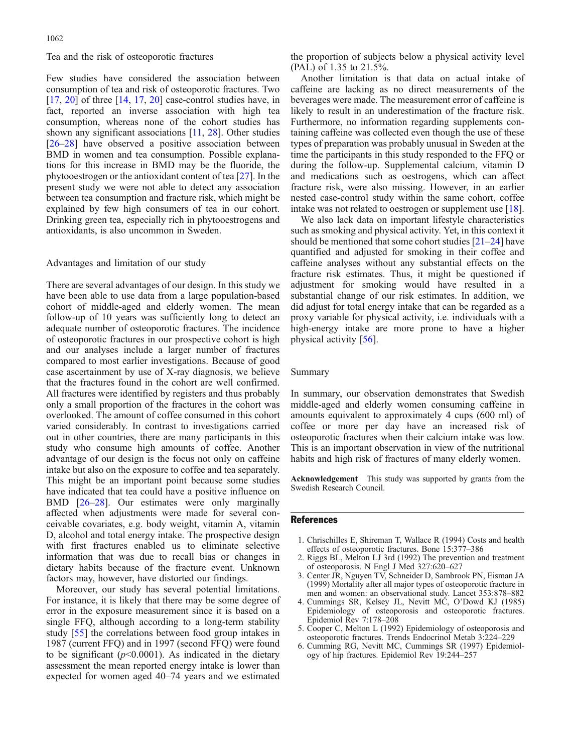### Tea and the risk of osteoporotic fractures

Few studies have considered the association between consumption of tea and risk of osteoporotic fractures. Two [17, 20] of three [14, 17, 20] case-control studies have, in fact, reported an inverse association with high tea consumption, whereas none of the cohort studies has shown any significant associations [11, 28]. Other studies [26–28] have observed a positive association between BMD in women and tea consumption. Possible explanations for this increase in BMD may be the fluoride, the phytooestrogen or the antioxidant content of tea [27]. In the present study we were not able to detect any association between tea consumption and fracture risk, which might be explained by few high consumers of tea in our cohort. Drinking green tea, especially rich in phytooestrogens and antioxidants, is also uncommon in Sweden.

### Advantages and limitation of our study

There are several advantages of our design. In this study we have been able to use data from a large population-based cohort of middle-aged and elderly women. The mean follow-up of 10 years was sufficiently long to detect an adequate number of osteoporotic fractures. The incidence of osteoporotic fractures in our prospective cohort is high and our analyses include a larger number of fractures compared to most earlier investigations. Because of good case ascertainment by use of X-ray diagnosis, we believe that the fractures found in the cohort are well confirmed. All fractures were identified by registers and thus probably only a small proportion of the fractures in the cohort was overlooked. The amount of coffee consumed in this cohort varied considerably. In contrast to investigations carried out in other countries, there are many participants in this study who consume high amounts of coffee. Another advantage of our design is the focus not only on caffeine intake but also on the exposure to coffee and tea separately. This might be an important point because some studies have indicated that tea could have a positive influence on BMD [26–28]. Our estimates were only marginally affected when adjustments were made for several conceivable covariates, e.g. body weight, vitamin A, vitamin D, alcohol and total energy intake. The prospective design with first fractures enabled us to eliminate selective information that was due to recall bias or changes in dietary habits because of the fracture event. Unknown factors may, however, have distorted our findings.

Moreover, our study has several potential limitations. For instance, it is likely that there may be some degree of error in the exposure measurement since it is based on a single FFQ, although according to a long-term stability study [55] the correlations between food group intakes in 1987 (current FFQ) and in 1997 (second FFQ) were found to be significant ($p<0.0001$). As indicated in the dietary assessment the mean reported energy intake is lower than expected for women aged 40–74 years and we estimated the proportion of subjects below a physical activity level (PAL) of 1.35 to 21.5%.

Another limitation is that data on actual intake of caffeine are lacking as no direct measurements of the beverages were made. The measurement error of caffeine is likely to result in an underestimation of the fracture risk. Furthermore, no information regarding supplements containing caffeine was collected even though the use of these types of preparation was probably unusual in Sweden at the time the participants in this study responded to the FFQ or during the follow-up. Supplemental calcium, vitamin D and medications such as oestrogens, which can affect fracture risk, were also missing. However, in an earlier nested case-control study within the same cohort, coffee intake was not related to oestrogen or supplement use [18].

We also lack data on important lifestyle characteristics such as smoking and physical activity. Yet, in this context it should be mentioned that some cohort studies [21–24] have quantified and adjusted for smoking in their coffee and caffeine analyses without any substantial effects on the fracture risk estimates. Thus, it might be questioned if adjustment for smoking would have resulted in a substantial change of our risk estimates. In addition, we did adjust for total energy intake that can be regarded as a proxy variable for physical activity, i.e. individuals with a high-energy intake are more prone to have a higher physical activity [56].

## Summary

In summary, our observation demonstrates that Swedish middle-aged and elderly women consuming caffeine in amounts equivalent to approximately 4 cups (600 ml) of coffee or more per day have an increased risk of osteoporotic fractures when their calcium intake was low. This is an important observation in view of the nutritional habits and high risk of fractures of many elderly women.

**Acknowledgement** This study was supported by grants from the Swedish Research Council.

## References

1. Chrischilles E, Shireman T, Wallace R (1994) Costs and health effects of osteoporotic fractures. Bone 15:377–386
2. Riggs BL, Melton LJ 3rd (1992) The prevention and treatment of osteoporosis. N Engl J Med 327:620–627
3. Center JR, Nguyen TV, Schneider D, Sambrook PN, Eisman JA (1999) Mortality after all major types of osteoporotic fracture in men and women: an observational study. Lancet 353:878–882
4. Cummings SR, Kelsey JL, Nevitt MC, O'Dowd KJ (1985) Epidemiology of osteoporosis and osteoporotic fractures. Epidemiol Rev 7:178–208
5. Cooper C, Melton L (1992) Epidemiology of osteoporosis and osteoporotic fractures. Trends Endocrinol Metab 3:224–229
6. Cumming RG, Nevitt MC, Cummings SR (1997) Epidemiology of hip fractures. Epidemiol Rev 19:244–257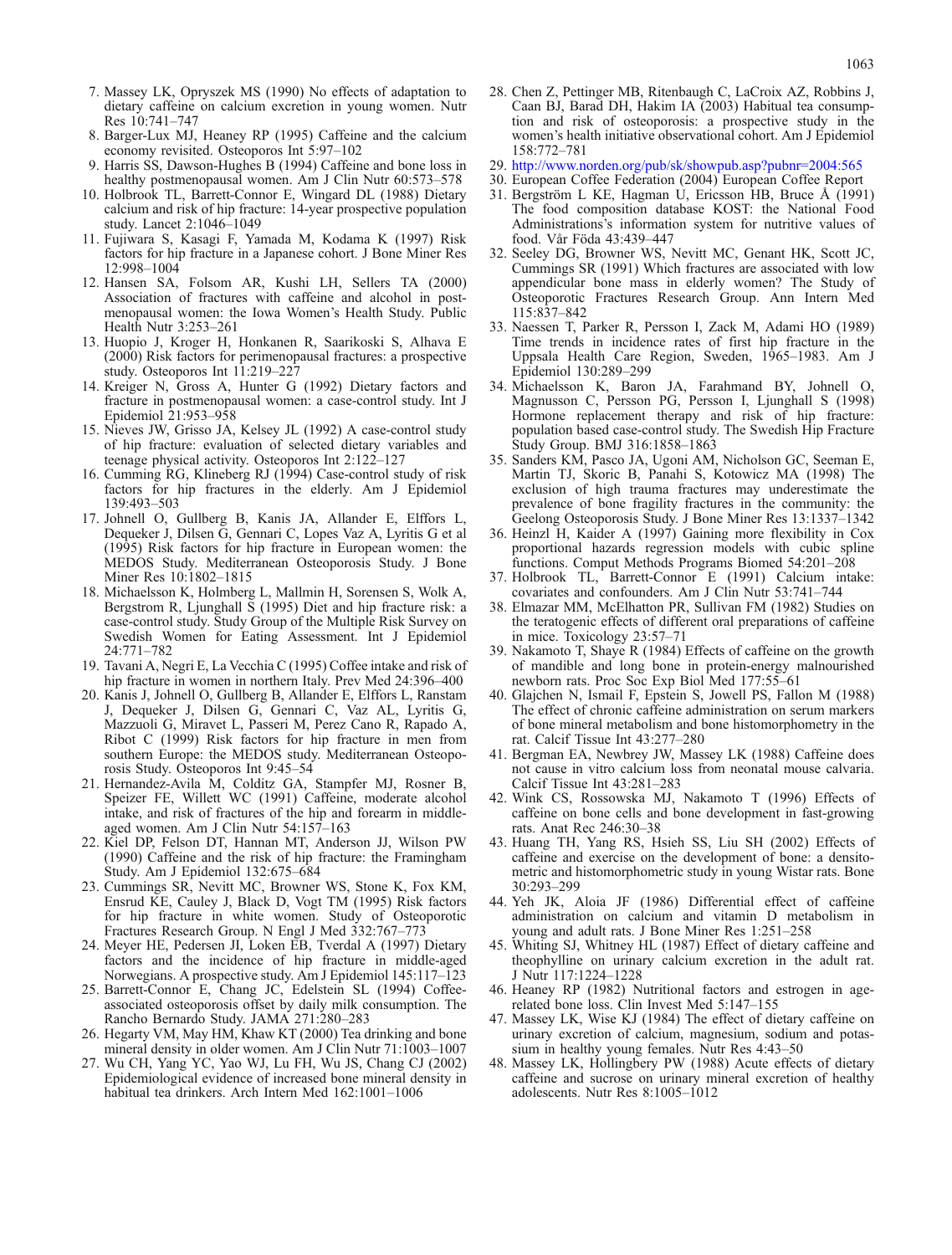7. Massey LK, Opryszek MS (1990) No effects of adaptation to dietary caffeine on calcium excretion in young women. Nutr Res 10:741–747
8. Barger-Lux MJ, Heaney RP (1995) Caffeine and the calcium economy revisited. Osteoporos Int 5:97–102
9. Harris SS, Dawson-Hughes B (1994) Caffeine and bone loss in healthy postmenopausal women. Am J Clin Nutr 60:573–578
10. Holbrook TL, Barrett-Connor E, Wingard DL (1988) Dietary calcium and risk of hip fracture: 14-year prospective population study. Lancet 2:1046–1049
11. Fujiwara S, Kasagi F, Yamada M, Kodama K (1997) Risk factors for hip fracture in a Japanese cohort. J Bone Miner Res 12:998–1004
12. Hansen SA, Folsom AR, Kushi LH, Sellers TA (2000) Association of fractures with caffeine and alcohol in postmenopausal women: the Iowa Women's Health Study. Public Health Nutr 3:253–261
13. Huopio J, Kroger H, Honkanen R, Saarikoski S, Alhava E (2000) Risk factors for perimenopausal fractures: a prospective study. Osteoporos Int 11:219–227
14. Kreiger N, Gross A, Hunter G (1992) Dietary factors and fracture in postmenopausal women: a case-control study. Int J Epidemiol 21:953–958
15. Nieves JW, Grisso JA, Kelsey JL (1992) A case-control study of hip fracture: evaluation of selected dietary variables and teenage physical activity. Osteoporos Int 2:122–127
16. Cumming RG, Klineberg RJ (1994) Case-control study of risk factors for hip fractures in the elderly. Am J Epidemiol 139:493–503
17. Johnell O, Gullberg B, Kanis JA, Allander E, Elffors L, Dequeker J, Dilsen G, Gennari C, Lopes Vaz A, Lyritis G et al (1995) Risk factors for hip fracture in European women: the MEDOS Study. Mediterranean Osteoporosis Study. J Bone Miner Res 10:1802–1815
18. Michaelsson K, Holmberg L, Mallmin H, Sorensen S, Wolk A, Bergstrom R, Ljunghall S (1995) Diet and hip fracture risk: a case-control study. Study Group of the Multiple Risk Survey on Swedish Women for Eating Assessment. Int J Epidemiol 24:771–782
19. Tavani A, Negri E, La Vecchia C (1995) Coffee intake and risk of hip fracture in women in northern Italy. Prev Med 24:396–400
20. Kanis J, Johnell O, Gullberg B, Allander E, Elffors L, Ranstam J, Dequeker J, Dilsen G, Gennari C, Vaz AL, Lyritis G, Mazzuoli G, Miravet L, Passeri M, Perez Cano R, Rapado A, Ribot C (1999) Risk factors for hip fracture in men from southern Europe: the MEDOS study. Mediterranean Osteoporosis Study. Osteoporos Int 9:45–54
21. Hernandez-Avila M, Colditz GA, Stampfer MJ, Rosner B, Speizer FE, Willett WC (1991) Caffeine, moderate alcohol intake, and risk of fractures of the hip and forearm in middle-aged women. Am J Clin Nutr 54:157–163
22. Kiel DP, Felson DT, Hannan MT, Anderson JJ, Wilson PW (1990) Caffeine and the risk of hip fracture: the Framingham Study. Am J Epidemiol 132:675–684
23. Cummings SR, Nevitt MC, Browner WS, Stone K, Fox KM, Ensrud KE, Cauley J, Black D, Vogt TM (1995) Risk factors for hip fracture in white women. Study of Osteoporotic Fractures Research Group. N Engl J Med 332:767–773
24. Meyer HE, Pedersen JI, Loken EB, Tverdal A (1997) Dietary factors and the incidence of hip fracture in middle-aged Norwegians. A prospective study. Am J Epidemiol 145:117–123
25. Barrett-Connor E, Chang JC, Edelstein SL (1994) Coffee-associated osteoporosis offset by daily milk consumption. The Rancho Bernardo Study. JAMA 271:280–283
26. Hegarty VM, May HM, Khaw KT (2000) Tea drinking and bone mineral density in older women. Am J Clin Nutr 71:1003–1007
27. Wu CH, Yang YC, Yao WJ, Lu FH, Wu JS, Chang CJ (2002) Epidemiological evidence of increased bone mineral density in habitual tea drinkers. Arch Intern Med 162:1001–1006
28. Chen Z, Pettinger MB, Ritenbaugh C, LaCroix AZ, Robbins J, Caan BJ, Barad DH, Hakim IA (2003) Habitual tea consumption and risk of osteoporosis: a prospective study in the women's health initiative observational cohort. Am J Epidemiol 158:772–781
29. http://www.norden.org/pub/sk/showpub.asp?pubnr=2004:565
30. European Coffee Federation (2004) European Coffee Report
31. Bergström L KE, Hagman U, Ericsson HB, Bruce Å (1991) The food composition database KOST: the National Food Administrations's information system for nutritive values of food. Vår Föda 43:439–447
32. Seeley DG, Browner WS, Nevitt MC, Genant HK, Scott JC, Cummings SR (1991) Which fractures are associated with low appendicular bone mass in elderly women? The Study of Osteoporotic Fractures Research Group. Ann Intern Med 115:837–842
33. Naessen T, Parker R, Persson I, Zack M, Adami HO (1989) Time trends in incidence rates of first hip fracture in the Uppsala Health Care Region, Sweden, 1965–1983. Am J Epidemiol 130:289–299
34. Michaelsson K, Baron JA, Farahmand BY, Johnell O, Magnusson C, Persson PG, Persson I, Ljunghall S (1998) Hormone replacement therapy and risk of hip fracture: population based case-control study. The Swedish Hip Fracture Study Group. BMJ 316:1858–1863
35. Sanders KM, Pasco JA, Ugoni AM, Nicholson GC, Seeman E, Martin TJ, Skoric B, Panahi S, Kotowicz MA (1998) The exclusion of high trauma fractures may underestimate the prevalence of bone fragility fractures in the community: the Geelong Osteoporosis Study. J Bone Miner Res 13:1337–1342
36. Heinzl H, Kaider A (1997) Gaining more flexibility in Cox proportional hazards regression models with cubic spline functions. Comput Methods Programs Biomed 54:201–208
37. Holbrook TL, Barrett-Connor E (1991) Calcium intake: covariates and confounders. Am J Clin Nutr 53:741–744
38. Elmazar MM, McElhatton PR, Sullivan FM (1982) Studies on the teratogenic effects of different oral preparations of caffeine in mice. Toxicology 23:57–71
39. Nakamoto T, Shaye R (1984) Effects of caffeine on the growth of mandible and long bone in protein-energy malnourished newborn rats. Proc Soc Exp Biol Med 177:55–61
40. Glajchen N, Ismail F, Epstein S, Jowell PS, Fallon M (1988) The effect of chronic caffeine administration on serum markers of bone mineral metabolism and bone histomorphometry in the rat. Calcif Tissue Int 43:277–280
41. Bergman EA, Newbrey JW, Massey LK (1988) Caffeine does not cause in vitro calcium loss from neonatal mouse calvaria. Calcif Tissue Int 43:281–283
42. Wink CS, Rossowska MJ, Nakamoto T (1996) Effects of caffeine on bone cells and bone development in fast-growing rats. Anat Rec 246:30–38
43. Huang TH, Yang RS, Hsieh SS, Liu SH (2002) Effects of caffeine and exercise on the development of bone: a densitometric and histomorphometric study in young Wistar rats. Bone 30:293–299
44. Yeh JK, Aloia JF (1986) Differential effect of caffeine administration on calcium and vitamin D metabolism in young and adult rats. J Bone Miner Res 1:251–258
45. Whiting SJ, Whitney HL (1987) Effect of dietary caffeine and theophylline on urinary calcium excretion in the adult rat. J Nutr 117:1224–1228
46. Heaney RP (1982) Nutritional factors and estrogen in age-related bone loss. Clin Invest Med 5:147–155
47. Massey LK, Wise KJ (1984) The effect of dietary caffeine on urinary excretion of calcium, magnesium, sodium and potassium in healthy young females. Nutr Res 4:43–50
48. Massey LK, Hollingbery PW (1988) Acute effects of dietary caffeine and sucrose on urinary mineral excretion of healthy adolescents. Nutr Res 8:1005–1012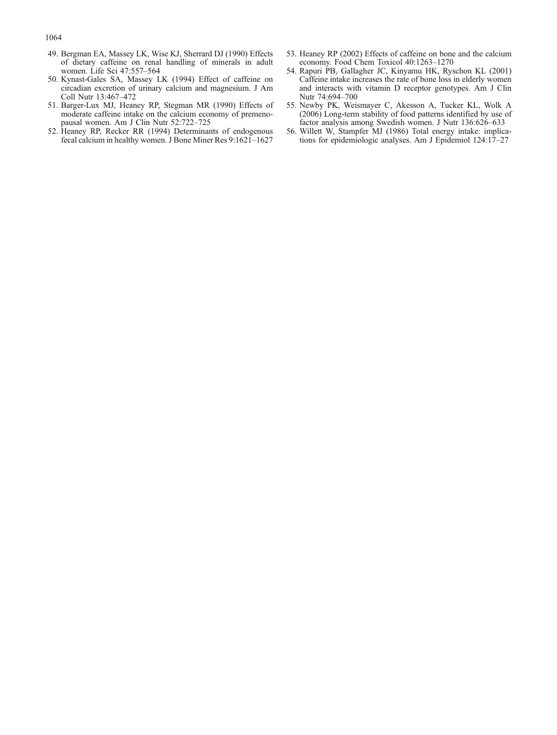49. Bergman EA, Massey LK, Wise KJ, Sherrard DJ (1990) Effects of dietary caffeine on renal handling of minerals in adult women. Life Sci 47:557–564
50. Kynast-Gales SA, Massey LK (1994) Effect of caffeine on circadian excretion of urinary calcium and magnesium. J Am Coll Nutr 13:467–472
51. Barger-Lux MJ, Heaney RP, Stegman MR (1990) Effects of moderate caffeine intake on the calcium economy of premenopausal women. Am J Clin Nutr 52:722–725
52. Heaney RP, Recker RR (1994) Determinants of endogenous fecal calcium in healthy women. J Bone Miner Res 9:1621–1627
53. Heaney RP (2002) Effects of caffeine on bone and the calcium economy. Food Chem Toxicol 40:1263–1270
54. Rapuri PB, Gallagher JC, Kinyamu HK, Ryschon KL (2001) Caffeine intake increases the rate of bone loss in elderly women and interacts with vitamin D receptor genotypes. Am J Clin Nutr 74:694–700
55. Newby PK, Weismayer C, Akesson A, Tucker KL, Wolk A (2006) Long-term stability of food patterns identified by use of factor analysis among Swedish women. J Nutr 136:626–633
56. Willett W, Stampfer MJ (1986) Total energy intake: implications for epidemiologic analyses. Am J Epidemiol 124:17–27